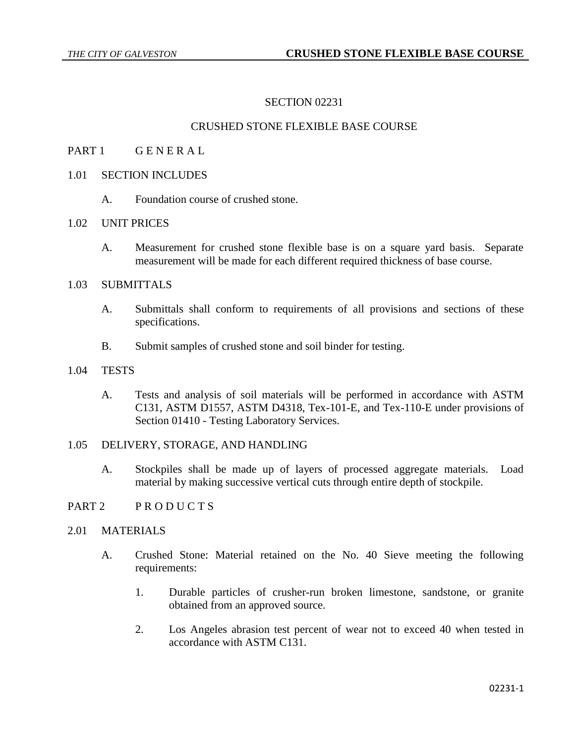# SECTION 02231

# CRUSHED STONE FLEXIBLE BASE COURSE

## PART 1 G E N E R A L

### 1.01 SECTION INCLUDES

A. Foundation course of crushed stone.

### 1.02 UNIT PRICES

A. Measurement for crushed stone flexible base is on a square yard basis. Separate measurement will be made for each different required thickness of base course.

### 1.03 SUBMITTALS

A. Submittals shall conform to requirements of all provisions and sections of these specifications.

B. Submit samples of crushed stone and soil binder for testing.

### 1.04 TESTS

A. Tests and analysis of soil materials will be performed in accordance with ASTM C131, ASTM D1557, ASTM D4318, Tex-101-E, and Tex-110-E under provisions of Section 01410 - Testing Laboratory Services.

### 1.05 DELIVERY, STORAGE, AND HANDLING

A. Stockpiles shall be made up of layers of processed aggregate materials. Load material by making successive vertical cuts through entire depth of stockpile.

## PART 2 P R O D U C T S

### 2.01 MATERIALS

A. Crushed Stone: Material retained on the No. 40 Sieve meeting the following requirements:

1. Durable particles of crusher-run broken limestone, sandstone, or granite obtained from an approved source.

2. Los Angeles abrasion test percent of wear not to exceed 40 when tested in accordance with ASTM C131.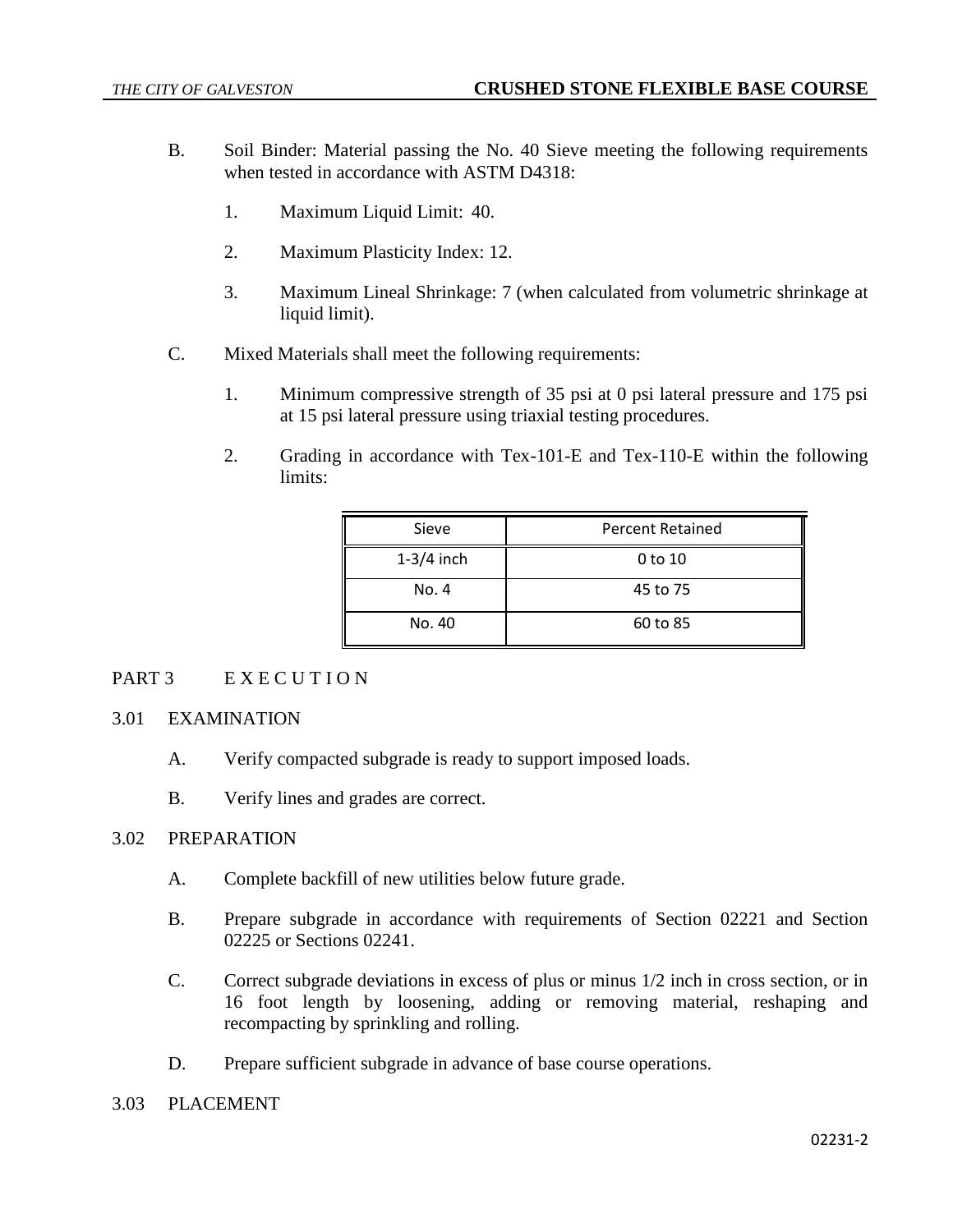B. Soil Binder: Material passing the No. 40 Sieve meeting the following requirements when tested in accordance with ASTM D4318:

1. Maximum Liquid Limit: 40.

2. Maximum Plasticity Index: 12.

3. Maximum Lineal Shrinkage: 7 (when calculated from volumetric shrinkage at liquid limit).

C. Mixed Materials shall meet the following requirements:

1. Minimum compressive strength of 35 psi at 0 psi lateral pressure and 175 psi at 15 psi lateral pressure using triaxial testing procedures.

2. Grading in accordance with Tex-101-E and Tex-110-E within the following limits:

| Sieve | Percent Retained |
|---|---|
| 1-3/4 inch | 0 to 10 |
| No. 4 | 45 to 75 |
| No. 40 | 60 to 85 |

## PART 3 E X E C U T I O N

### 3.01 EXAMINATION

A. Verify compacted subgrade is ready to support imposed loads.

B. Verify lines and grades are correct.

### 3.02 PREPARATION

A. Complete backfill of new utilities below future grade.

B. Prepare subgrade in accordance with requirements of Section 02221 and Section 02225 or Sections 02241.

C. Correct subgrade deviations in excess of plus or minus 1/2 inch in cross section, or in 16 foot length by loosening, adding or removing material, reshaping and recompacting by sprinkling and rolling.

D. Prepare sufficient subgrade in advance of base course operations.

### 3.03 PLACEMENT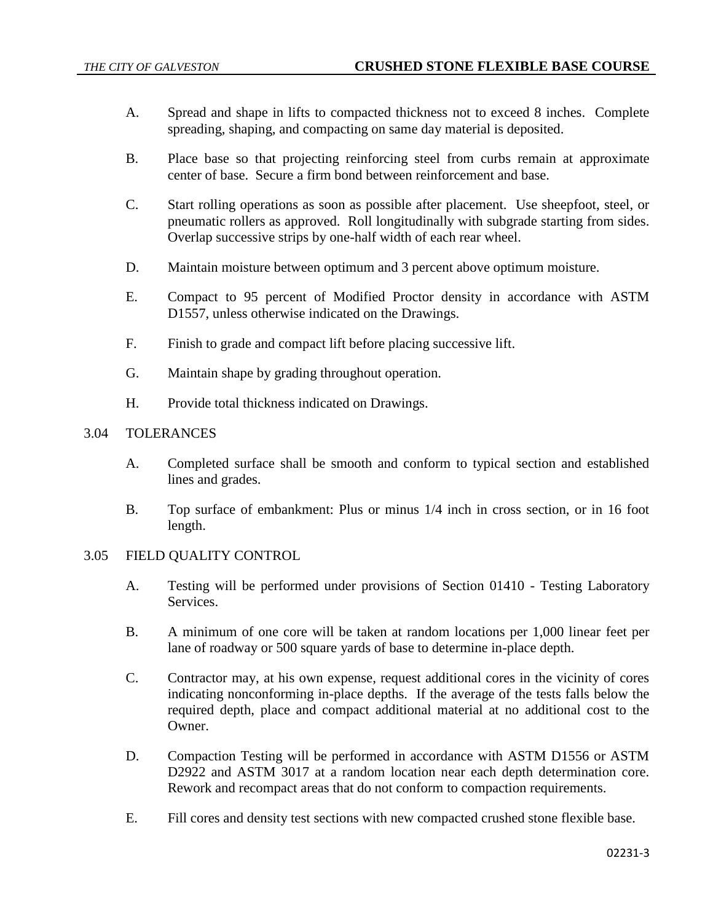A. Spread and shape in lifts to compacted thickness not to exceed 8 inches. Complete spreading, shaping, and compacting on same day material is deposited.

B. Place base so that projecting reinforcing steel from curbs remain at approximate center of base. Secure a firm bond between reinforcement and base.

C. Start rolling operations as soon as possible after placement. Use sheepfoot, steel, or pneumatic rollers as approved. Roll longitudinally with subgrade starting from sides. Overlap successive strips by one-half width of each rear wheel.

D. Maintain moisture between optimum and 3 percent above optimum moisture.

E. Compact to 95 percent of Modified Proctor density in accordance with ASTM D1557, unless otherwise indicated on the Drawings.

F. Finish to grade and compact lift before placing successive lift.

G. Maintain shape by grading throughout operation.

H. Provide total thickness indicated on Drawings.

3.04 TOLERANCES

A. Completed surface shall be smooth and conform to typical section and established lines and grades.

B. Top surface of embankment: Plus or minus 1/4 inch in cross section, or in 16 foot length.

3.05 FIELD QUALITY CONTROL

A. Testing will be performed under provisions of Section 01410 - Testing Laboratory Services.

B. A minimum of one core will be taken at random locations per 1,000 linear feet per lane of roadway or 500 square yards of base to determine in-place depth.

C. Contractor may, at his own expense, request additional cores in the vicinity of cores indicating nonconforming in-place depths. If the average of the tests falls below the required depth, place and compact additional material at no additional cost to the Owner.

D. Compaction Testing will be performed in accordance with ASTM D1556 or ASTM D2922 and ASTM 3017 at a random location near each depth determination core. Rework and recompact areas that do not conform to compaction requirements.

E. Fill cores and density test sections with new compacted crushed stone flexible base.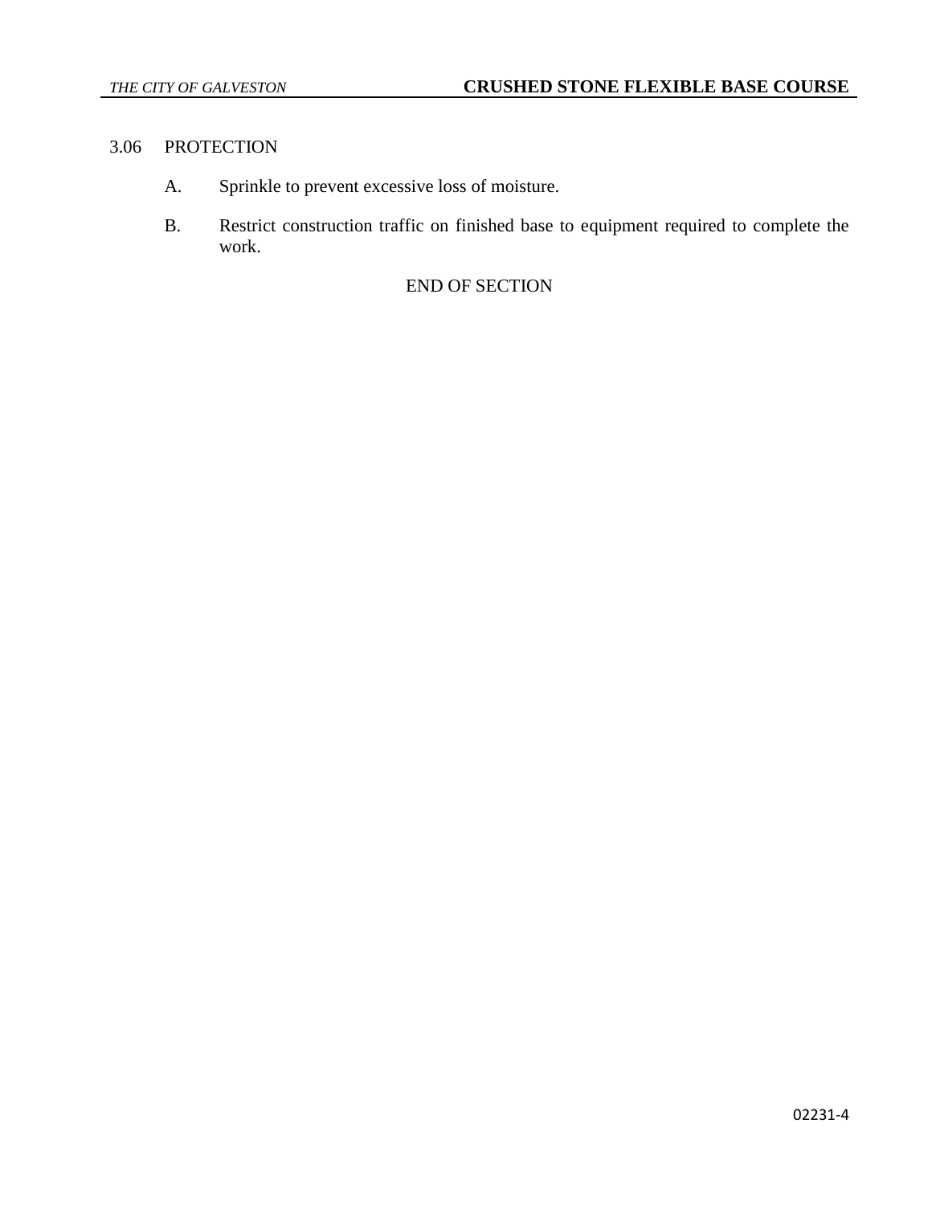### 3.06 PROTECTION

A. Sprinkle to prevent excessive loss of moisture.

B. Restrict construction traffic on finished base to equipment required to complete the work.

END OF SECTION